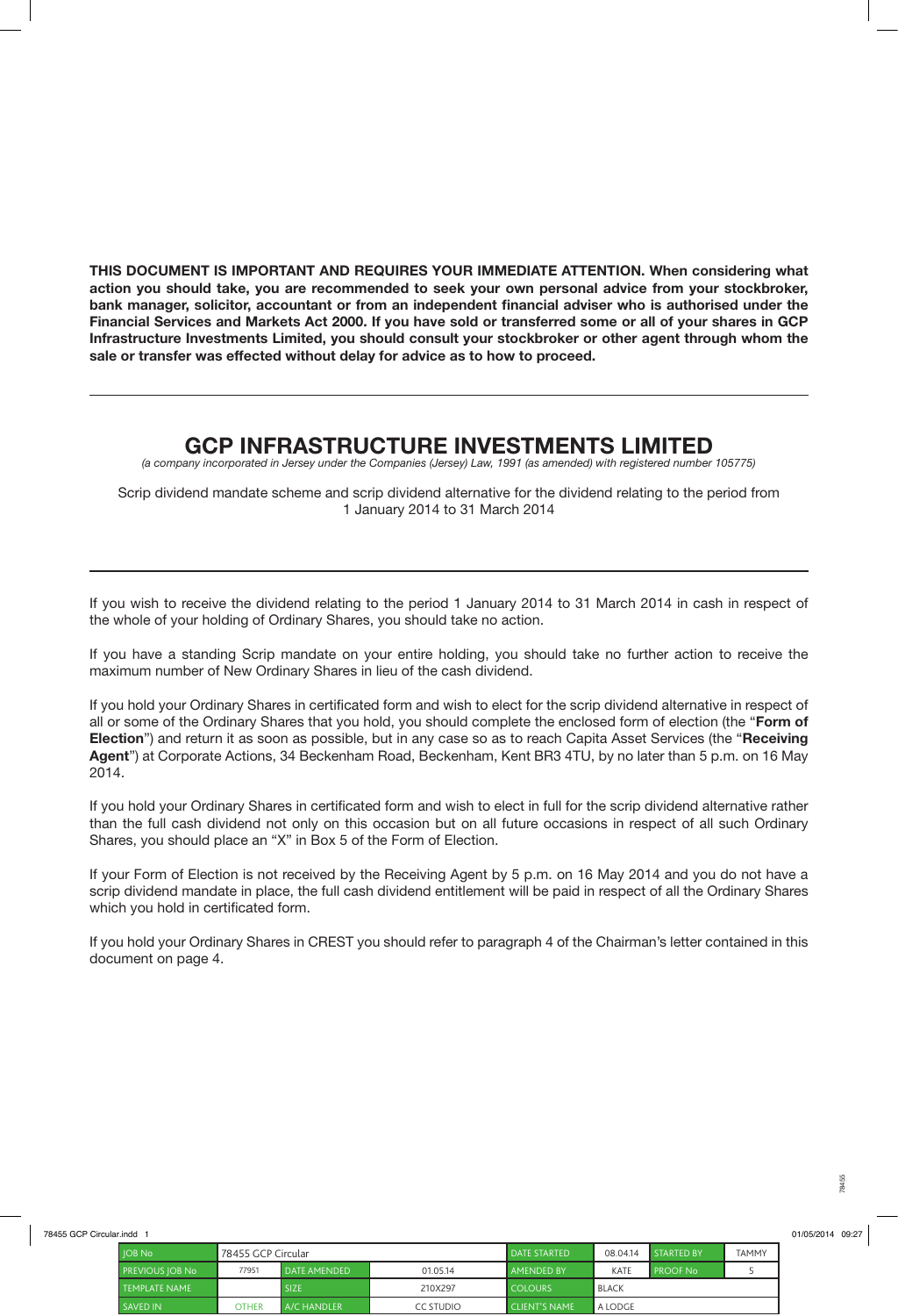**THIS DOCUMENT IS IMPORTANT AND REQUIRES YOUR IMMEDIATE ATTENTION. When considering what action you should take, you are recommended to seek your own personal advice from your stockbroker, bank manager, solicitor, accountant or from an independent financial adviser who is authorised under the Financial Services and Markets Act 2000. If you have sold or transferred some or all of your shares in GCP Infrastructure Investments Limited, you should consult your stockbroker or other agent through whom the sale or transfer was effected without delay for advice as to how to proceed.**

---

# GCP INFRASTRUCTURE INVESTMENTS LIMITED

*(a company incorporated in Jersey under the Companies (Jersey) Law, 1991 (as amended) with registered number 105775)*

Scrip dividend mandate scheme and scrip dividend alternative for the dividend relating to the period from 1 January 2014 to 31 March 2014

---

If you wish to receive the dividend relating to the period 1 January 2014 to 31 March 2014 in cash in respect of the whole of your holding of Ordinary Shares, you should take no action.

If you have a standing Scrip mandate on your entire holding, you should take no further action to receive the maximum number of New Ordinary Shares in lieu of the cash dividend.

If you hold your Ordinary Shares in certificated form and wish to elect for the scrip dividend alternative in respect of all or some of the Ordinary Shares that you hold, you should complete the enclosed form of election (the "**Form of Election**") and return it as soon as possible, but in any case so as to reach Capita Asset Services (the "**Receiving Agent**") at Corporate Actions, 34 Beckenham Road, Beckenham, Kent BR3 4TU, by no later than 5 p.m. on 16 May 2014.

If you hold your Ordinary Shares in certificated form and wish to elect in full for the scrip dividend alternative rather than the full cash dividend not only on this occasion but on all future occasions in respect of all such Ordinary Shares, you should place an "X" in Box 5 of the Form of Election.

If your Form of Election is not received by the Receiving Agent by 5 p.m. on 16 May 2014 and you do not have a scrip dividend mandate in place, the full cash dividend entitlement will be paid in respect of all the Ordinary Shares which you hold in certificated form.

If you hold your Ordinary Shares in CREST you should refer to paragraph 4 of the Chairman's letter contained in this document on page 4.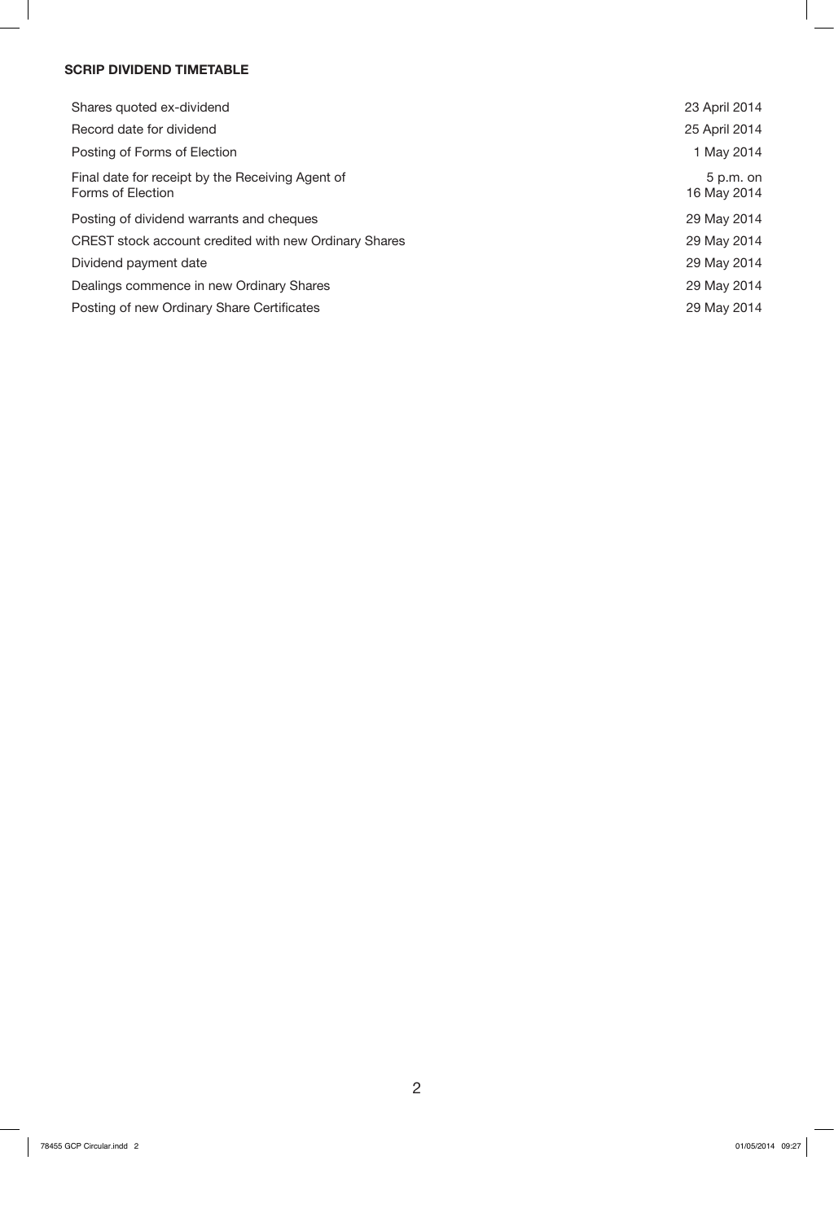## SCRIP DIVIDEND TIMETABLE

| | |
|---|---|
| Shares quoted ex-dividend | 23 April 2014 |
| Record date for dividend | 25 April 2014 |
| Posting of Forms of Election | 1 May 2014 |
| Final date for receipt by the Receiving Agent of Forms of Election | 5 p.m. on 16 May 2014 |
| Posting of dividend warrants and cheques | 29 May 2014 |
| CREST stock account credited with new Ordinary Shares | 29 May 2014 |
| Dividend payment date | 29 May 2014 |
| Dealings commence in new Ordinary Shares | 29 May 2014 |
| Posting of new Ordinary Share Certificates | 29 May 2014 |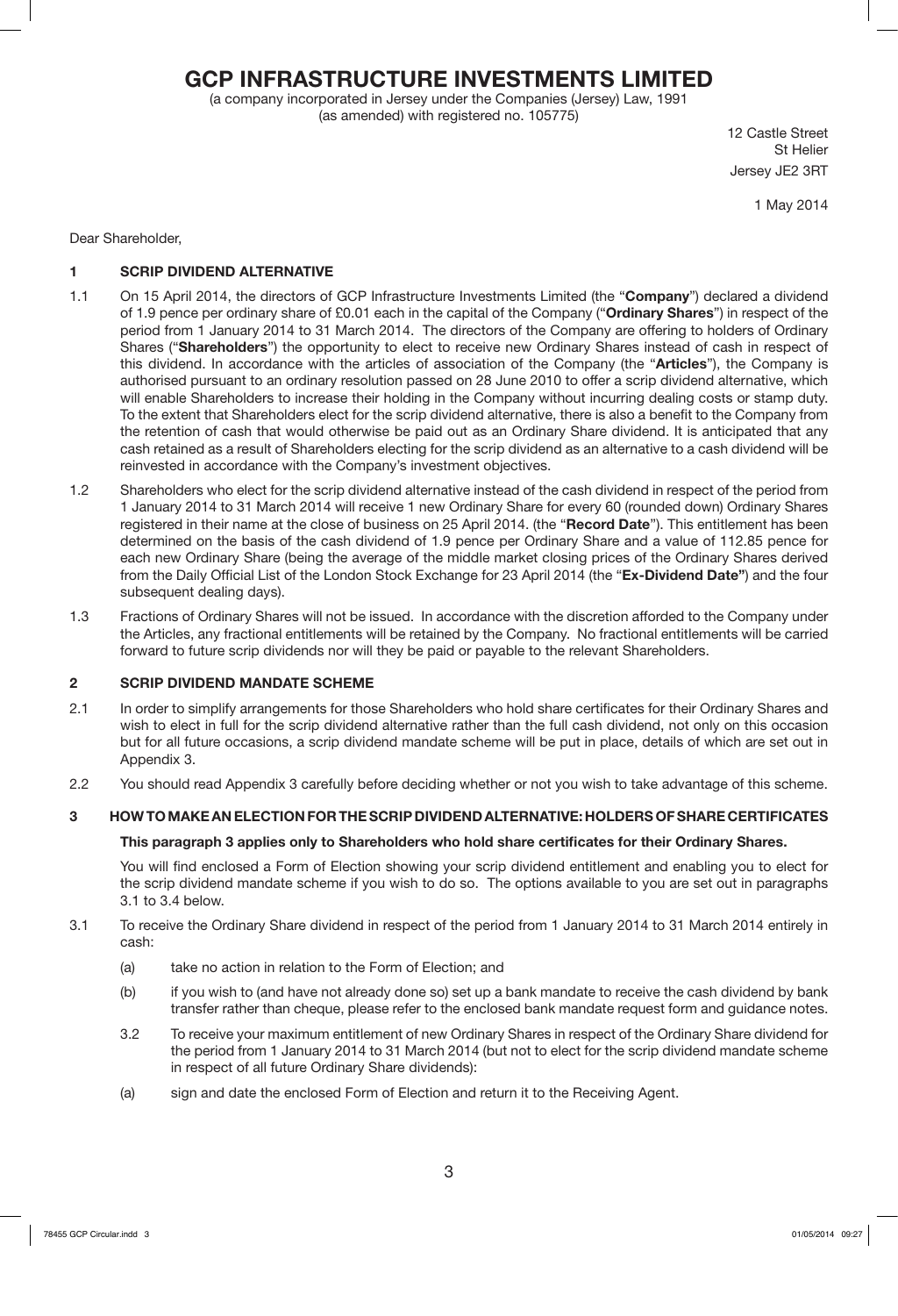# GCP INFRASTRUCTURE INVESTMENTS LIMITED

(a company incorporated in Jersey under the Companies (Jersey) Law, 1991 (as amended) with registered no. 105775)

12 Castle Street
St Helier
Jersey JE2 3RT

1 May 2014

Dear Shareholder,

## 1 SCRIP DIVIDEND ALTERNATIVE

1.1 On 15 April 2014, the directors of GCP Infrastructure Investments Limited (the "**Company**") declared a dividend of 1.9 pence per ordinary share of £0.01 each in the capital of the Company ("**Ordinary Shares**") in respect of the period from 1 January 2014 to 31 March 2014. The directors of the Company are offering to holders of Ordinary Shares ("**Shareholders**") the opportunity to elect to receive new Ordinary Shares instead of cash in respect of this dividend. In accordance with the articles of association of the Company (the "**Articles**"), the Company is authorised pursuant to an ordinary resolution passed on 28 June 2010 to offer a scrip dividend alternative, which will enable Shareholders to increase their holding in the Company without incurring dealing costs or stamp duty. To the extent that Shareholders elect for the scrip dividend alternative, there is also a benefit to the Company from the retention of cash that would otherwise be paid out as an Ordinary Share dividend. It is anticipated that any cash retained as a result of Shareholders electing for the scrip dividend as an alternative to a cash dividend will be reinvested in accordance with the Company's investment objectives.

1.2 Shareholders who elect for the scrip dividend alternative instead of the cash dividend in respect of the period from 1 January 2014 to 31 March 2014 will receive 1 new Ordinary Share for every 60 (rounded down) Ordinary Shares registered in their name at the close of business on 25 April 2014. (the "**Record Date**"). This entitlement has been determined on the basis of the cash dividend of 1.9 pence per Ordinary Share and a value of 112.85 pence for each new Ordinary Share (being the average of the middle market closing prices of the Ordinary Shares derived from the Daily Official List of the London Stock Exchange for 23 April 2014 (the "**Ex-Dividend Date"**) and the four subsequent dealing days).

1.3 Fractions of Ordinary Shares will not be issued. In accordance with the discretion afforded to the Company under the Articles, any fractional entitlements will be retained by the Company. No fractional entitlements will be carried forward to future scrip dividends nor will they be paid or payable to the relevant Shareholders.

## 2 SCRIP DIVIDEND MANDATE SCHEME

2.1 In order to simplify arrangements for those Shareholders who hold share certificates for their Ordinary Shares and wish to elect in full for the scrip dividend alternative rather than the full cash dividend, not only on this occasion but for all future occasions, a scrip dividend mandate scheme will be put in place, details of which are set out in Appendix 3.

2.2 You should read Appendix 3 carefully before deciding whether or not you wish to take advantage of this scheme.

## 3 HOW TO MAKE AN ELECTION FOR THE SCRIP DIVIDEND ALTERNATIVE: HOLDERS OF SHARE CERTIFICATES

**This paragraph 3 applies only to Shareholders who hold share certificates for their Ordinary Shares.**

You will find enclosed a Form of Election showing your scrip dividend entitlement and enabling you to elect for the scrip dividend mandate scheme if you wish to do so. The options available to you are set out in paragraphs 3.1 to 3.4 below.

3.1 To receive the Ordinary Share dividend in respect of the period from 1 January 2014 to 31 March 2014 entirely in cash:

(a) take no action in relation to the Form of Election; and

(b) if you wish to (and have not already done so) set up a bank mandate to receive the cash dividend by bank transfer rather than cheque, please refer to the enclosed bank mandate request form and guidance notes.

3.2 To receive your maximum entitlement of new Ordinary Shares in respect of the Ordinary Share dividend for the period from 1 January 2014 to 31 March 2014 (but not to elect for the scrip dividend mandate scheme in respect of all future Ordinary Share dividends):

(a) sign and date the enclosed Form of Election and return it to the Receiving Agent.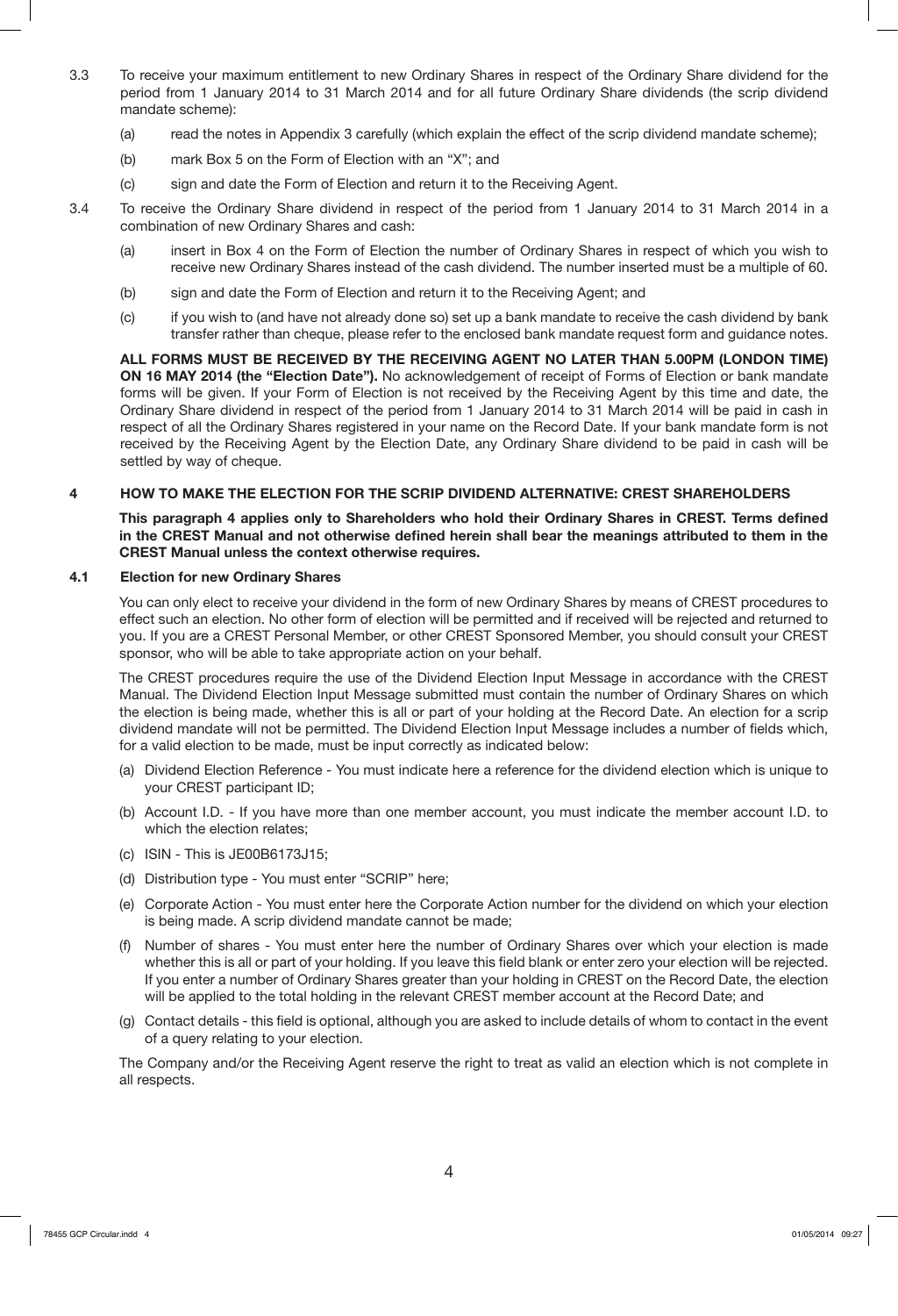3.3 To receive your maximum entitlement to new Ordinary Shares in respect of the Ordinary Share dividend for the period from 1 January 2014 to 31 March 2014 and for all future Ordinary Share dividends (the scrip dividend mandate scheme):

(a) read the notes in Appendix 3 carefully (which explain the effect of the scrip dividend mandate scheme);

(b) mark Box 5 on the Form of Election with an "X"; and

(c) sign and date the Form of Election and return it to the Receiving Agent.

3.4 To receive the Ordinary Share dividend in respect of the period from 1 January 2014 to 31 March 2014 in a combination of new Ordinary Shares and cash:

(a) insert in Box 4 on the Form of Election the number of Ordinary Shares in respect of which you wish to receive new Ordinary Shares instead of the cash dividend. The number inserted must be a multiple of 60.

(b) sign and date the Form of Election and return it to the Receiving Agent; and

(c) if you wish to (and have not already done so) set up a bank mandate to receive the cash dividend by bank transfer rather than cheque, please refer to the enclosed bank mandate request form and guidance notes.

**ALL FORMS MUST BE RECEIVED BY THE RECEIVING AGENT NO LATER THAN 5.00PM (LONDON TIME) ON 16 MAY 2014 (the "Election Date").** No acknowledgement of receipt of Forms of Election or bank mandate forms will be given. If your Form of Election is not received by the Receiving Agent by this time and date, the Ordinary Share dividend in respect of the period from 1 January 2014 to 31 March 2014 will be paid in cash in respect of all the Ordinary Shares registered in your name on the Record Date. If your bank mandate form is not received by the Receiving Agent by the Election Date, any Ordinary Share dividend to be paid in cash will be settled by way of cheque.

## 4 HOW TO MAKE THE ELECTION FOR THE SCRIP DIVIDEND ALTERNATIVE: CREST SHAREHOLDERS

**This paragraph 4 applies only to Shareholders who hold their Ordinary Shares in CREST. Terms defined in the CREST Manual and not otherwise defined herein shall bear the meanings attributed to them in the CREST Manual unless the context otherwise requires.**

### 4.1 Election for new Ordinary Shares

You can only elect to receive your dividend in the form of new Ordinary Shares by means of CREST procedures to effect such an election. No other form of election will be permitted and if received will be rejected and returned to you. If you are a CREST Personal Member, or other CREST Sponsored Member, you should consult your CREST sponsor, who will be able to take appropriate action on your behalf.

The CREST procedures require the use of the Dividend Election Input Message in accordance with the CREST Manual. The Dividend Election Input Message submitted must contain the number of Ordinary Shares on which the election is being made, whether this is all or part of your holding at the Record Date. An election for a scrip dividend mandate will not be permitted. The Dividend Election Input Message includes a number of fields which, for a valid election to be made, must be input correctly as indicated below:

(a) Dividend Election Reference - You must indicate here a reference for the dividend election which is unique to your CREST participant ID;

(b) Account I.D. - If you have more than one member account, you must indicate the member account I.D. to which the election relates;

(c) ISIN - This is JE00B6173J15;

(d) Distribution type - You must enter "SCRIP" here;

(e) Corporate Action - You must enter here the Corporate Action number for the dividend on which your election is being made. A scrip dividend mandate cannot be made;

(f) Number of shares - You must enter here the number of Ordinary Shares over which your election is made whether this is all or part of your holding. If you leave this field blank or enter zero your election will be rejected. If you enter a number of Ordinary Shares greater than your holding in CREST on the Record Date, the election will be applied to the total holding in the relevant CREST member account at the Record Date; and

(g) Contact details - this field is optional, although you are asked to include details of whom to contact in the event of a query relating to your election.

The Company and/or the Receiving Agent reserve the right to treat as valid an election which is not complete in all respects.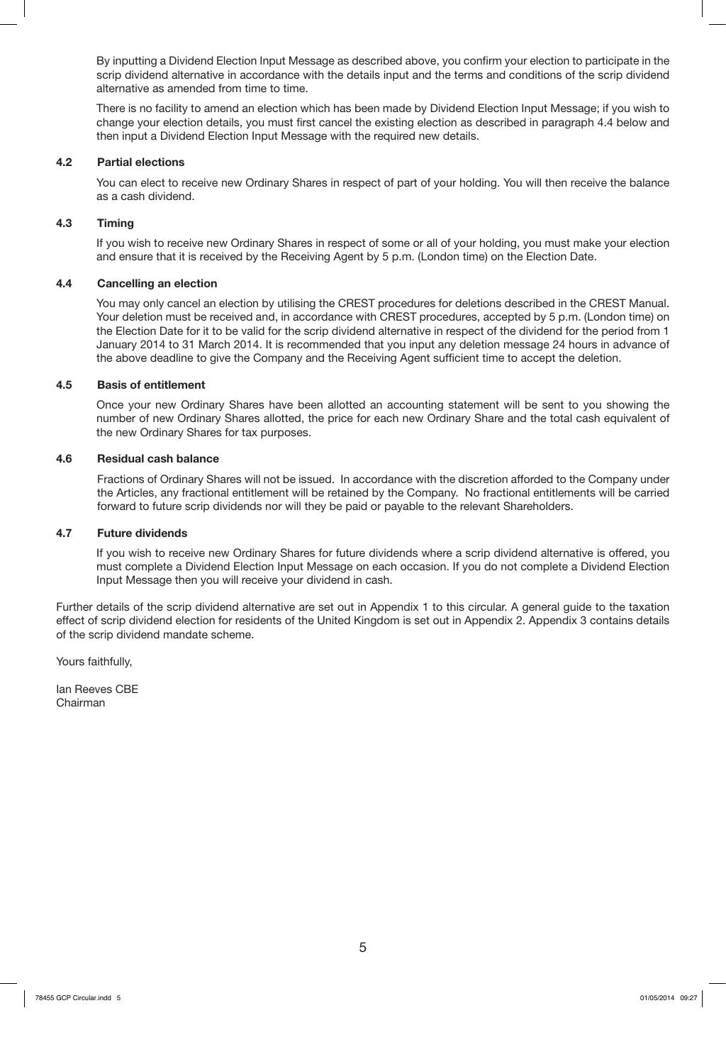By inputting a Dividend Election Input Message as described above, you confirm your election to participate in the scrip dividend alternative in accordance with the details input and the terms and conditions of the scrip dividend alternative as amended from time to time.

There is no facility to amend an election which has been made by Dividend Election Input Message; if you wish to change your election details, you must first cancel the existing election as described in paragraph 4.4 below and then input a Dividend Election Input Message with the required new details.

#### 4.2 Partial elections

You can elect to receive new Ordinary Shares in respect of part of your holding. You will then receive the balance as a cash dividend.

#### 4.3 Timing

If you wish to receive new Ordinary Shares in respect of some or all of your holding, you must make your election and ensure that it is received by the Receiving Agent by 5 p.m. (London time) on the Election Date.

#### 4.4 Cancelling an election

You may only cancel an election by utilising the CREST procedures for deletions described in the CREST Manual. Your deletion must be received and, in accordance with CREST procedures, accepted by 5 p.m. (London time) on the Election Date for it to be valid for the scrip dividend alternative in respect of the dividend for the period from 1 January 2014 to 31 March 2014. It is recommended that you input any deletion message 24 hours in advance of the above deadline to give the Company and the Receiving Agent sufficient time to accept the deletion.

#### 4.5 Basis of entitlement

Once your new Ordinary Shares have been allotted an accounting statement will be sent to you showing the number of new Ordinary Shares allotted, the price for each new Ordinary Share and the total cash equivalent of the new Ordinary Shares for tax purposes.

#### 4.6 Residual cash balance

Fractions of Ordinary Shares will not be issued. In accordance with the discretion afforded to the Company under the Articles, any fractional entitlement will be retained by the Company. No fractional entitlements will be carried forward to future scrip dividends nor will they be paid or payable to the relevant Shareholders.

#### 4.7 Future dividends

If you wish to receive new Ordinary Shares for future dividends where a scrip dividend alternative is offered, you must complete a Dividend Election Input Message on each occasion. If you do not complete a Dividend Election Input Message then you will receive your dividend in cash.

Further details of the scrip dividend alternative are set out in Appendix 1 to this circular. A general guide to the taxation effect of scrip dividend election for residents of the United Kingdom is set out in Appendix 2. Appendix 3 contains details of the scrip dividend mandate scheme.

Yours faithfully,

Ian Reeves CBE
Chairman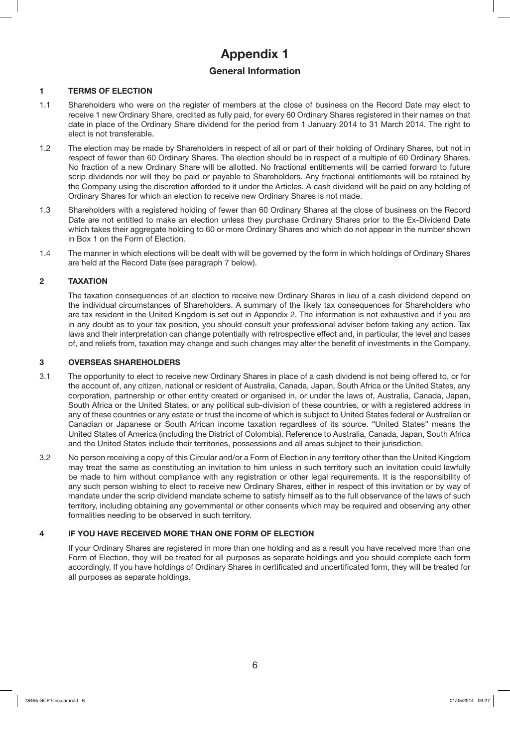# Appendix 1

## General Information

### 1 TERMS OF ELECTION

1.1 Shareholders who were on the register of members at the close of business on the Record Date may elect to receive 1 new Ordinary Share, credited as fully paid, for every 60 Ordinary Shares registered in their names on that date in place of the Ordinary Share dividend for the period from 1 January 2014 to 31 March 2014. The right to elect is not transferable.

1.2 The election may be made by Shareholders in respect of all or part of their holding of Ordinary Shares, but not in respect of fewer than 60 Ordinary Shares. The election should be in respect of a multiple of 60 Ordinary Shares. No fraction of a new Ordinary Share will be allotted. No fractional entitlements will be carried forward to future scrip dividends nor will they be paid or payable to Shareholders. Any fractional entitlements will be retained by the Company using the discretion afforded to it under the Articles. A cash dividend will be paid on any holding of Ordinary Shares for which an election to receive new Ordinary Shares is not made.

1.3 Shareholders with a registered holding of fewer than 60 Ordinary Shares at the close of business on the Record Date are not entitled to make an election unless they purchase Ordinary Shares prior to the Ex-Dividend Date which takes their aggregate holding to 60 or more Ordinary Shares and which do not appear in the number shown in Box 1 on the Form of Election.

1.4 The manner in which elections will be dealt with will be governed by the form in which holdings of Ordinary Shares are held at the Record Date (see paragraph 7 below).

### 2 TAXATION

The taxation consequences of an election to receive new Ordinary Shares in lieu of a cash dividend depend on the individual circumstances of Shareholders. A summary of the likely tax consequences for Shareholders who are tax resident in the United Kingdom is set out in Appendix 2. The information is not exhaustive and if you are in any doubt as to your tax position, you should consult your professional adviser before taking any action. Tax laws and their interpretation can change potentially with retrospective effect and, in particular, the level and bases of, and reliefs from, taxation may change and such changes may alter the benefit of investments in the Company.

### 3 OVERSEAS SHAREHOLDERS

3.1 The opportunity to elect to receive new Ordinary Shares in place of a cash dividend is not being offered to, or for the account of, any citizen, national or resident of Australia, Canada, Japan, South Africa or the United States, any corporation, partnership or other entity created or organised in, or under the laws of, Australia, Canada, Japan, South Africa or the United States, or any political sub-division of these countries, or with a registered address in any of these countries or any estate or trust the income of which is subject to United States federal or Australian or Canadian or Japanese or South African income taxation regardless of its source. "United States" means the United States of America (including the District of Colombia). Reference to Australia, Canada, Japan, South Africa and the United States include their territories, possessions and all areas subject to their jurisdiction.

3.2 No person receiving a copy of this Circular and/or a Form of Election in any territory other than the United Kingdom may treat the same as constituting an invitation to him unless in such territory such an invitation could lawfully be made to him without compliance with any registration or other legal requirements. It is the responsibility of any such person wishing to elect to receive new Ordinary Shares, either in respect of this invitation or by way of mandate under the scrip dividend mandate scheme to satisfy himself as to the full observance of the laws of such territory, including obtaining any governmental or other consents which may be required and observing any other formalities needing to be observed in such territory.

### 4 IF YOU HAVE RECEIVED MORE THAN ONE FORM OF ELECTION

If your Ordinary Shares are registered in more than one holding and as a result you have received more than one Form of Election, they will be treated for all purposes as separate holdings and you should complete each form accordingly. If you have holdings of Ordinary Shares in certificated and uncertificated form, they will be treated for all purposes as separate holdings.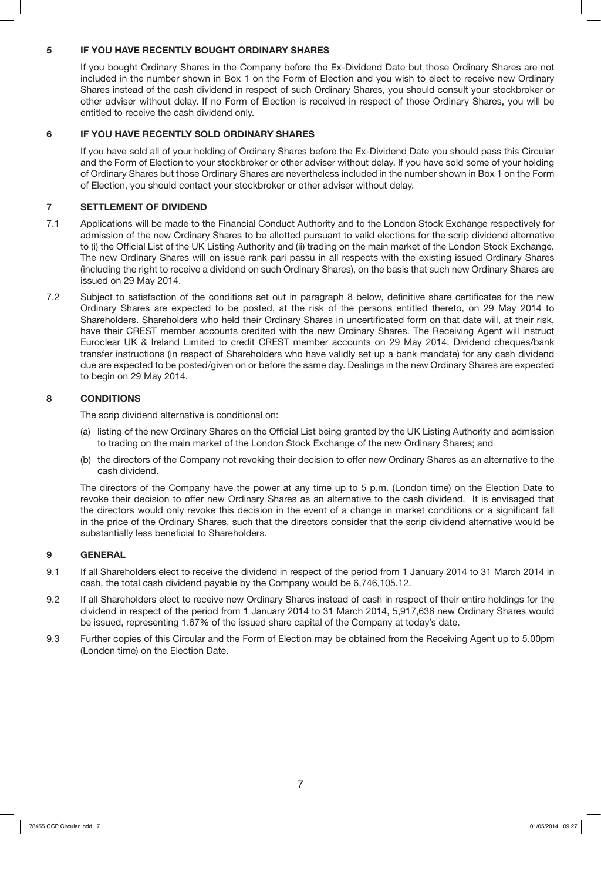## 5 IF YOU HAVE RECENTLY BOUGHT ORDINARY SHARES

If you bought Ordinary Shares in the Company before the Ex-Dividend Date but those Ordinary Shares are not included in the number shown in Box 1 on the Form of Election and you wish to elect to receive new Ordinary Shares instead of the cash dividend in respect of such Ordinary Shares, you should consult your stockbroker or other adviser without delay. If no Form of Election is received in respect of those Ordinary Shares, you will be entitled to receive the cash dividend only.

## 6 IF YOU HAVE RECENTLY SOLD ORDINARY SHARES

If you have sold all of your holding of Ordinary Shares before the Ex-Dividend Date you should pass this Circular and the Form of Election to your stockbroker or other adviser without delay. If you have sold some of your holding of Ordinary Shares but those Ordinary Shares are nevertheless included in the number shown in Box 1 on the Form of Election, you should contact your stockbroker or other adviser without delay.

## 7 SETTLEMENT OF DIVIDEND

7.1 Applications will be made to the Financial Conduct Authority and to the London Stock Exchange respectively for admission of the new Ordinary Shares to be allotted pursuant to valid elections for the scrip dividend alternative to (i) the Official List of the UK Listing Authority and (ii) trading on the main market of the London Stock Exchange. The new Ordinary Shares will on issue rank pari passu in all respects with the existing issued Ordinary Shares (including the right to receive a dividend on such Ordinary Shares), on the basis that such new Ordinary Shares are issued on 29 May 2014.

7.2 Subject to satisfaction of the conditions set out in paragraph 8 below, definitive share certificates for the new Ordinary Shares are expected to be posted, at the risk of the persons entitled thereto, on 29 May 2014 to Shareholders. Shareholders who held their Ordinary Shares in uncertificated form on that date will, at their risk, have their CREST member accounts credited with the new Ordinary Shares. The Receiving Agent will instruct Euroclear UK & Ireland Limited to credit CREST member accounts on 29 May 2014. Dividend cheques/bank transfer instructions (in respect of Shareholders who have validly set up a bank mandate) for any cash dividend due are expected to be posted/given on or before the same day. Dealings in the new Ordinary Shares are expected to begin on 29 May 2014.

## 8 CONDITIONS

The scrip dividend alternative is conditional on:

(a) listing of the new Ordinary Shares on the Official List being granted by the UK Listing Authority and admission to trading on the main market of the London Stock Exchange of the new Ordinary Shares; and

(b) the directors of the Company not revoking their decision to offer new Ordinary Shares as an alternative to the cash dividend.

The directors of the Company have the power at any time up to 5 p.m. (London time) on the Election Date to revoke their decision to offer new Ordinary Shares as an alternative to the cash dividend. It is envisaged that the directors would only revoke this decision in the event of a change in market conditions or a significant fall in the price of the Ordinary Shares, such that the directors consider that the scrip dividend alternative would be substantially less beneficial to Shareholders.

## 9 GENERAL

9.1 If all Shareholders elect to receive the dividend in respect of the period from 1 January 2014 to 31 March 2014 in cash, the total cash dividend payable by the Company would be 6,746,105.12.

9.2 If all Shareholders elect to receive new Ordinary Shares instead of cash in respect of their entire holdings for the dividend in respect of the period from 1 January 2014 to 31 March 2014, 5,917,636 new Ordinary Shares would be issued, representing 1.67% of the issued share capital of the Company at today's date.

9.3 Further copies of this Circular and the Form of Election may be obtained from the Receiving Agent up to 5.00pm (London time) on the Election Date.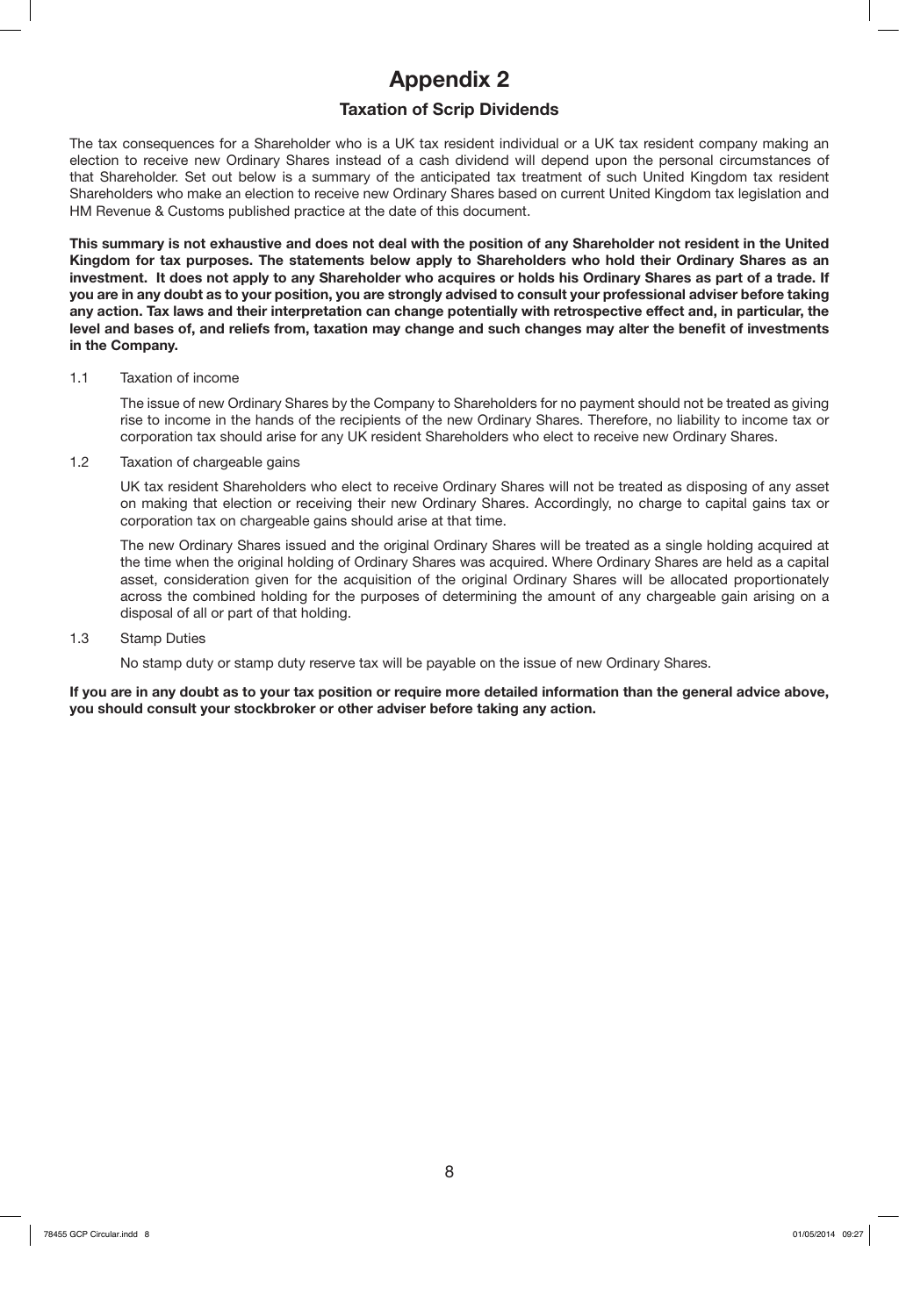# Appendix 2

## Taxation of Scrip Dividends

The tax consequences for a Shareholder who is a UK tax resident individual or a UK tax resident company making an election to receive new Ordinary Shares instead of a cash dividend will depend upon the personal circumstances of that Shareholder. Set out below is a summary of the anticipated tax treatment of such United Kingdom tax resident Shareholders who make an election to receive new Ordinary Shares based on current United Kingdom tax legislation and HM Revenue & Customs published practice at the date of this document.

**This summary is not exhaustive and does not deal with the position of any Shareholder not resident in the United Kingdom for tax purposes. The statements below apply to Shareholders who hold their Ordinary Shares as an investment. It does not apply to any Shareholder who acquires or holds his Ordinary Shares as part of a trade. If you are in any doubt as to your position, you are strongly advised to consult your professional adviser before taking any action. Tax laws and their interpretation can change potentially with retrospective effect and, in particular, the level and bases of, and reliefs from, taxation may change and such changes may alter the benefit of investments in the Company.**

1.1 Taxation of income

The issue of new Ordinary Shares by the Company to Shareholders for no payment should not be treated as giving rise to income in the hands of the recipients of the new Ordinary Shares. Therefore, no liability to income tax or corporation tax should arise for any UK resident Shareholders who elect to receive new Ordinary Shares.

1.2 Taxation of chargeable gains

UK tax resident Shareholders who elect to receive Ordinary Shares will not be treated as disposing of any asset on making that election or receiving their new Ordinary Shares. Accordingly, no charge to capital gains tax or corporation tax on chargeable gains should arise at that time.

The new Ordinary Shares issued and the original Ordinary Shares will be treated as a single holding acquired at the time when the original holding of Ordinary Shares was acquired. Where Ordinary Shares are held as a capital asset, consideration given for the acquisition of the original Ordinary Shares will be allocated proportionately across the combined holding for the purposes of determining the amount of any chargeable gain arising on a disposal of all or part of that holding.

1.3 Stamp Duties

No stamp duty or stamp duty reserve tax will be payable on the issue of new Ordinary Shares.

**If you are in any doubt as to your tax position or require more detailed information than the general advice above, you should consult your stockbroker or other adviser before taking any action.**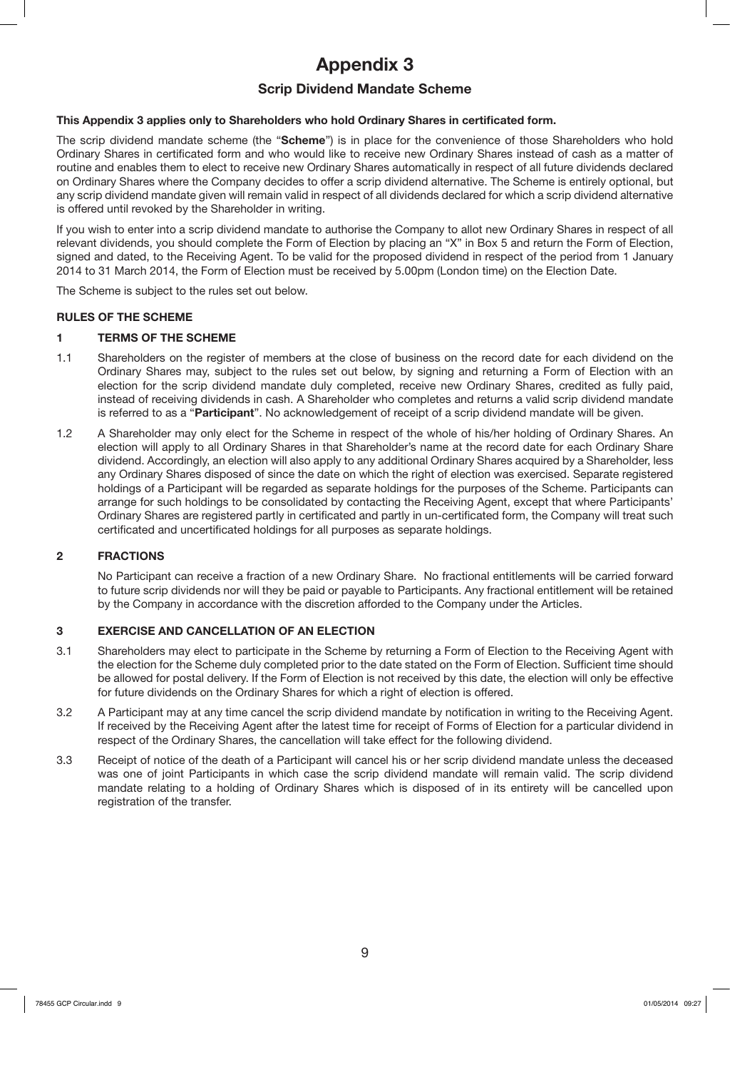# Appendix 3

## Scrip Dividend Mandate Scheme

**This Appendix 3 applies only to Shareholders who hold Ordinary Shares in certificated form.**

The scrip dividend mandate scheme (the "**Scheme**") is in place for the convenience of those Shareholders who hold Ordinary Shares in certificated form and who would like to receive new Ordinary Shares instead of cash as a matter of routine and enables them to elect to receive new Ordinary Shares automatically in respect of all future dividends declared on Ordinary Shares where the Company decides to offer a scrip dividend alternative. The Scheme is entirely optional, but any scrip dividend mandate given will remain valid in respect of all dividends declared for which a scrip dividend alternative is offered until revoked by the Shareholder in writing.

If you wish to enter into a scrip dividend mandate to authorise the Company to allot new Ordinary Shares in respect of all relevant dividends, you should complete the Form of Election by placing an "X" in Box 5 and return the Form of Election, signed and dated, to the Receiving Agent. To be valid for the proposed dividend in respect of the period from 1 January 2014 to 31 March 2014, the Form of Election must be received by 5.00pm (London time) on the Election Date.

The Scheme is subject to the rules set out below.

### RULES OF THE SCHEME

#### 1 TERMS OF THE SCHEME

1.1 Shareholders on the register of members at the close of business on the record date for each dividend on the Ordinary Shares may, subject to the rules set out below, by signing and returning a Form of Election with an election for the scrip dividend mandate duly completed, receive new Ordinary Shares, credited as fully paid, instead of receiving dividends in cash. A Shareholder who completes and returns a valid scrip dividend mandate is referred to as a "**Participant**". No acknowledgement of receipt of a scrip dividend mandate will be given.

1.2 A Shareholder may only elect for the Scheme in respect of the whole of his/her holding of Ordinary Shares. An election will apply to all Ordinary Shares in that Shareholder's name at the record date for each Ordinary Share dividend. Accordingly, an election will also apply to any additional Ordinary Shares acquired by a Shareholder, less any Ordinary Shares disposed of since the date on which the right of election was exercised. Separate registered holdings of a Participant will be regarded as separate holdings for the purposes of the Scheme. Participants can arrange for such holdings to be consolidated by contacting the Receiving Agent, except that where Participants' Ordinary Shares are registered partly in certificated and partly in un-certificated form, the Company will treat such certificated and uncertificated holdings for all purposes as separate holdings.

#### 2 FRACTIONS

No Participant can receive a fraction of a new Ordinary Share. No fractional entitlements will be carried forward to future scrip dividends nor will they be paid or payable to Participants. Any fractional entitlement will be retained by the Company in accordance with the discretion afforded to the Company under the Articles.

#### 3 EXERCISE AND CANCELLATION OF AN ELECTION

3.1 Shareholders may elect to participate in the Scheme by returning a Form of Election to the Receiving Agent with the election for the Scheme duly completed prior to the date stated on the Form of Election. Sufficient time should be allowed for postal delivery. If the Form of Election is not received by this date, the election will only be effective for future dividends on the Ordinary Shares for which a right of election is offered.

3.2 A Participant may at any time cancel the scrip dividend mandate by notification in writing to the Receiving Agent. If received by the Receiving Agent after the latest time for receipt of Forms of Election for a particular dividend in respect of the Ordinary Shares, the cancellation will take effect for the following dividend.

3.3 Receipt of notice of the death of a Participant will cancel his or her scrip dividend mandate unless the deceased was one of joint Participants in which case the scrip dividend mandate will remain valid. The scrip dividend mandate relating to a holding of Ordinary Shares which is disposed of in its entirety will be cancelled upon registration of the transfer.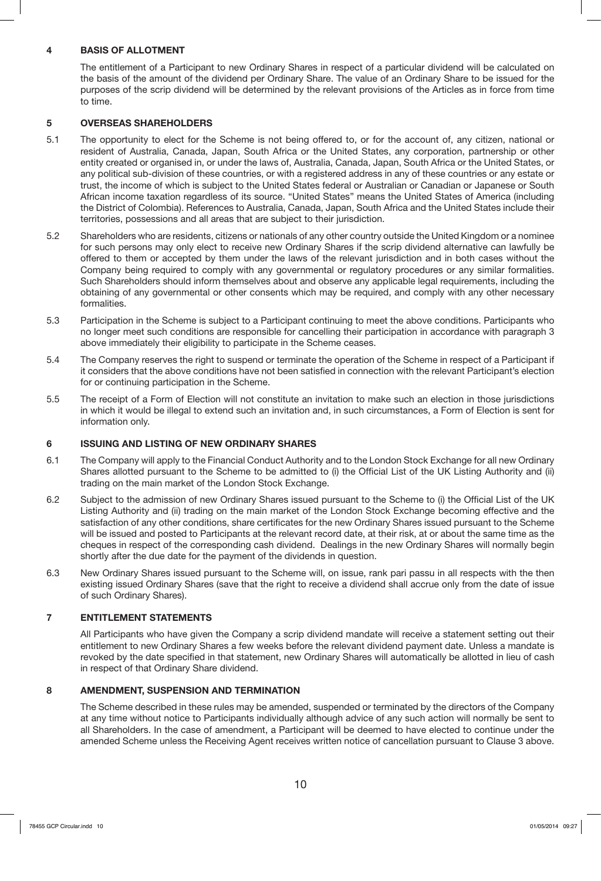## 4 BASIS OF ALLOTMENT

The entitlement of a Participant to new Ordinary Shares in respect of a particular dividend will be calculated on the basis of the amount of the dividend per Ordinary Share. The value of an Ordinary Share to be issued for the purposes of the scrip dividend will be determined by the relevant provisions of the Articles as in force from time to time.

## 5 OVERSEAS SHAREHOLDERS

5.1 The opportunity to elect for the Scheme is not being offered to, or for the account of, any citizen, national or resident of Australia, Canada, Japan, South Africa or the United States, any corporation, partnership or other entity created or organised in, or under the laws of, Australia, Canada, Japan, South Africa or the United States, or any political sub-division of these countries, or with a registered address in any of these countries or any estate or trust, the income of which is subject to the United States federal or Australian or Canadian or Japanese or South African income taxation regardless of its source. "United States" means the United States of America (including the District of Colombia). References to Australia, Canada, Japan, South Africa and the United States include their territories, possessions and all areas that are subject to their jurisdiction.

5.2 Shareholders who are residents, citizens or nationals of any other country outside the United Kingdom or a nominee for such persons may only elect to receive new Ordinary Shares if the scrip dividend alternative can lawfully be offered to them or accepted by them under the laws of the relevant jurisdiction and in both cases without the Company being required to comply with any governmental or regulatory procedures or any similar formalities. Such Shareholders should inform themselves about and observe any applicable legal requirements, including the obtaining of any governmental or other consents which may be required, and comply with any other necessary formalities.

5.3 Participation in the Scheme is subject to a Participant continuing to meet the above conditions. Participants who no longer meet such conditions are responsible for cancelling their participation in accordance with paragraph 3 above immediately their eligibility to participate in the Scheme ceases.

5.4 The Company reserves the right to suspend or terminate the operation of the Scheme in respect of a Participant if it considers that the above conditions have not been satisfied in connection with the relevant Participant's election for or continuing participation in the Scheme.

5.5 The receipt of a Form of Election will not constitute an invitation to make such an election in those jurisdictions in which it would be illegal to extend such an invitation and, in such circumstances, a Form of Election is sent for information only.

## 6 ISSUING AND LISTING OF NEW ORDINARY SHARES

6.1 The Company will apply to the Financial Conduct Authority and to the London Stock Exchange for all new Ordinary Shares allotted pursuant to the Scheme to be admitted to (i) the Official List of the UK Listing Authority and (ii) trading on the main market of the London Stock Exchange.

6.2 Subject to the admission of new Ordinary Shares issued pursuant to the Scheme to (i) the Official List of the UK Listing Authority and (ii) trading on the main market of the London Stock Exchange becoming effective and the satisfaction of any other conditions, share certificates for the new Ordinary Shares issued pursuant to the Scheme will be issued and posted to Participants at the relevant record date, at their risk, at or about the same time as the cheques in respect of the corresponding cash dividend. Dealings in the new Ordinary Shares will normally begin shortly after the due date for the payment of the dividends in question.

6.3 New Ordinary Shares issued pursuant to the Scheme will, on issue, rank pari passu in all respects with the then existing issued Ordinary Shares (save that the right to receive a dividend shall accrue only from the date of issue of such Ordinary Shares).

## 7 ENTITLEMENT STATEMENTS

All Participants who have given the Company a scrip dividend mandate will receive a statement setting out their entitlement to new Ordinary Shares a few weeks before the relevant dividend payment date. Unless a mandate is revoked by the date specified in that statement, new Ordinary Shares will automatically be allotted in lieu of cash in respect of that Ordinary Share dividend.

## 8 AMENDMENT, SUSPENSION AND TERMINATION

The Scheme described in these rules may be amended, suspended or terminated by the directors of the Company at any time without notice to Participants individually although advice of any such action will normally be sent to all Shareholders. In the case of amendment, a Participant will be deemed to have elected to continue under the amended Scheme unless the Receiving Agent receives written notice of cancellation pursuant to Clause 3 above.